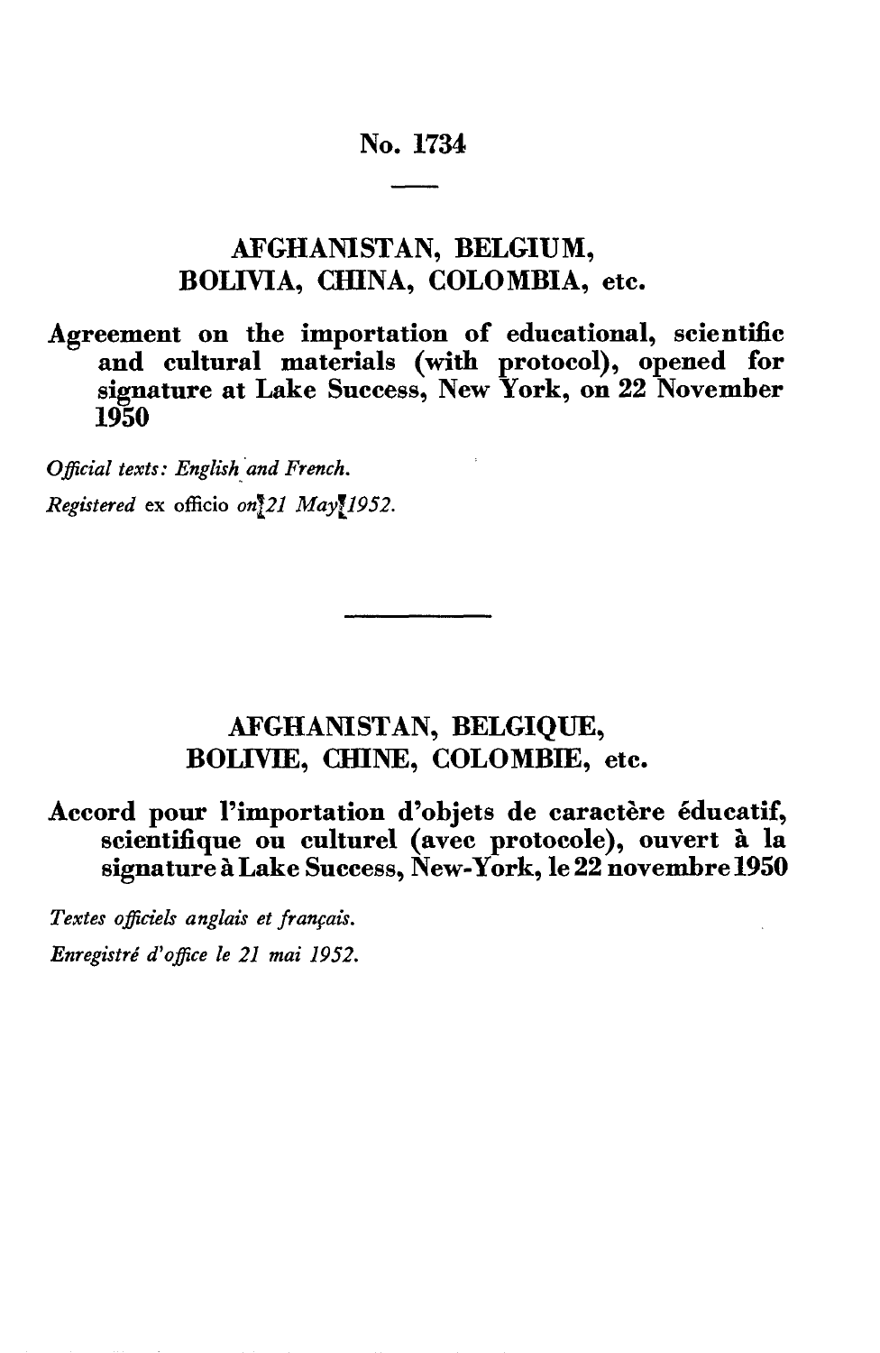# No. 1734

## AFGHANISTAN, BELGIUM, BOLIVIA, CHINA, COLOMBIA, etc.

**Agreement on the importation of educational, scientific and cultural materials (with protocol), opened for signature at Lake Success, New York, on 22 November 1950**

*Official texts: English and French.*

*Registered* ex officio *on 21 May 1952.*

---

## AFGHANISTAN, BELGIQUE, BOLIVIE, CHINE, COLOMBIE, etc.

**Accord pour l'importation d'objets de caractère éducatif, scientifique ou culturel (avec protocole), ouvert à la signature à Lake Success, New-York, le 22 novembre 1950**

*Textes officiels anglais et français.*

*Enregistré d'office le 21 mai 1952.*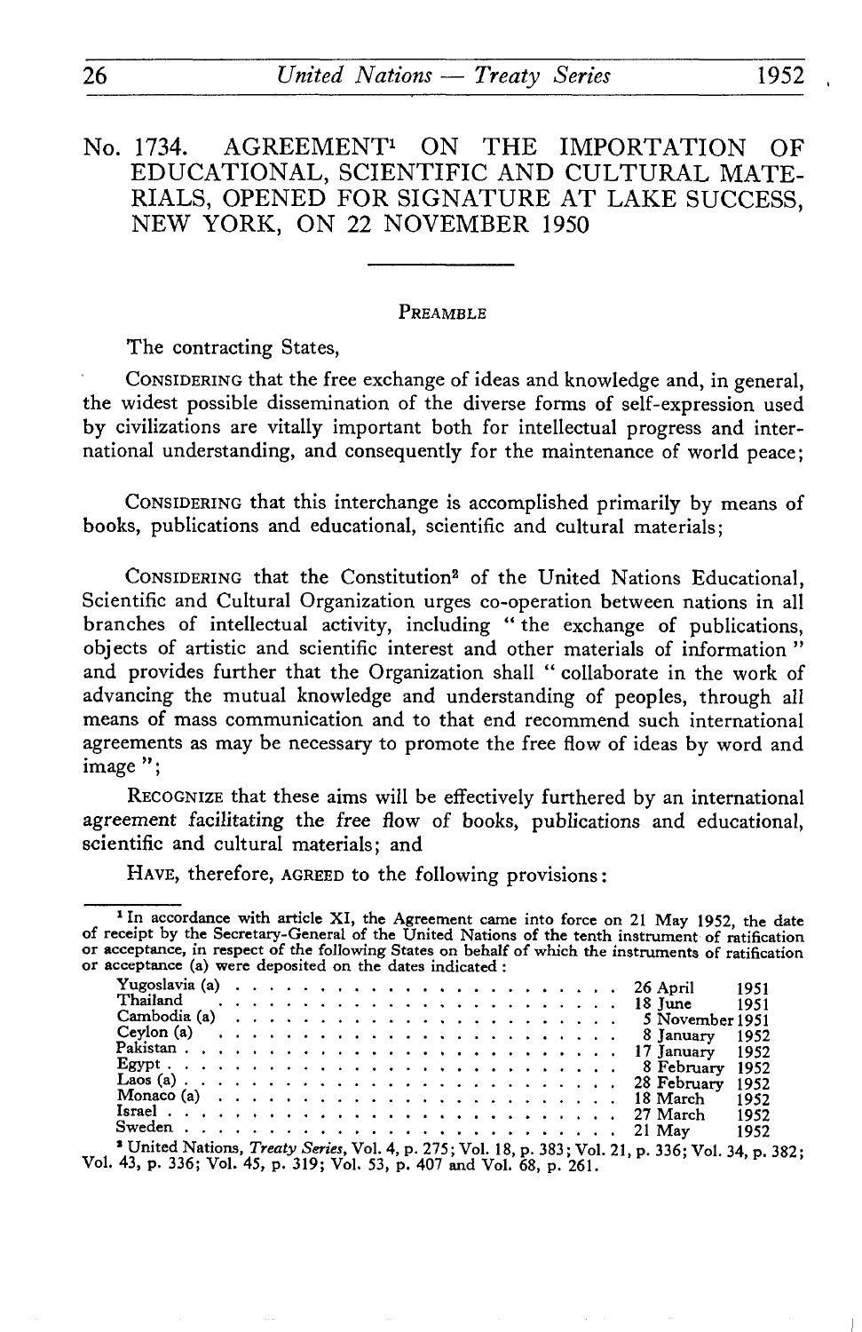# No. 1734. AGREEMENT[1] ON THE IMPORTATION OF EDUCATIONAL, SCIENTIFIC AND CULTURAL MATERIALS, OPENED FOR SIGNATURE AT LAKE SUCCESS, NEW YORK, ON 22 NOVEMBER 1950

## PREAMBLE

The contracting States,

CONSIDERING that the free exchange of ideas and knowledge and, in general, the widest possible dissemination of the diverse forms of self-expression used by civilizations are vitally important both for intellectual progress and international understanding, and consequently for the maintenance of world peace;

CONSIDERING that this interchange is accomplished primarily by means of books, publications and educational, scientific and cultural materials;

CONSIDERING that the Constitution[2] of the United Nations Educational, Scientific and Cultural Organization urges co-operation between nations in all branches of intellectual activity, including " the exchange of publications, objects of artistic and scientific interest and other materials of information " and provides further that the Organization shall " collaborate in the work of advancing the mutual knowledge and understanding of peoples, through all means of mass communication and to that end recommend such international agreements as may be necessary to promote the free flow of ideas by word and image ";

RECOGNIZE that these aims will be effectively furthered by an international agreement facilitating the free flow of books, publications and educational, scientific and cultural materials; and

HAVE, therefore, AGREED to the following provisions:

---

[1] In accordance with article XI, the Agreement came into force on 21 May 1952, the date of receipt by the Secretary-General of the United Nations of the tenth instrument of ratification or acceptance, in respect of the following States on behalf of which the instruments of ratification or acceptance (a) were deposited on the dates indicated:

| | |
|---|---|
| Yugoslavia (a) | 26 April 1951 |
| Thailand | 18 June 1951 |
| Cambodia (a) | 5 November 1951 |
| Ceylon (a) | 8 January 1952 |
| Pakistan | 17 January 1952 |
| Egypt | 8 February 1952 |
| Laos (a) | 28 February 1952 |
| Monaco (a) | 18 March 1952 |
| Israel | 27 March 1952 |
| Sweden | 21 May 1952 |

[2] United Nations, *Treaty Series*, Vol. 4, p. 275; Vol. 18, p. 383; Vol. 21, p. 336; Vol. 34, p. 382; Vol. 43, p. 336; Vol. 45, p. 319; Vol. 53, p. 407 and Vol. 68, p. 261.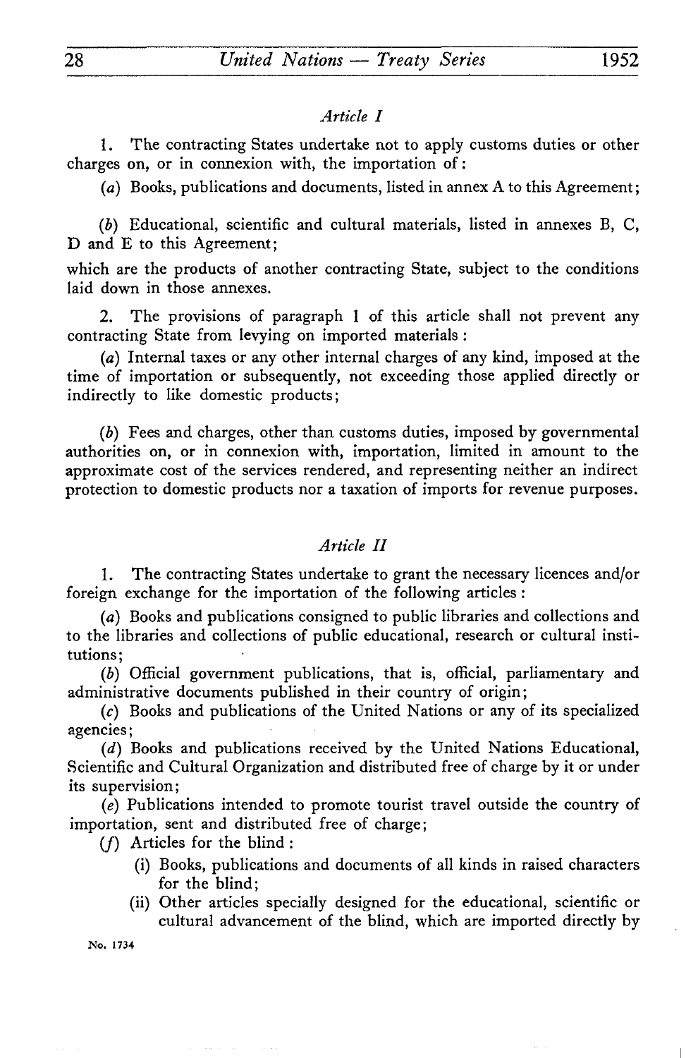*Article I*

1. The contracting States undertake not to apply customs duties or other charges on, or in connexion with, the importation of:

(*a*) Books, publications and documents, listed in annex A to this Agreement;

(*b*) Educational, scientific and cultural materials, listed in annexes B, C, D and E to this Agreement;

which are the products of another contracting State, subject to the conditions laid down in those annexes.

2. The provisions of paragraph 1 of this article shall not prevent any contracting State from levying on imported materials:

(*a*) Internal taxes or any other internal charges of any kind, imposed at the time of importation or subsequently, not exceeding those applied directly or indirectly to like domestic products;

(*b*) Fees and charges, other than customs duties, imposed by governmental authorities on, or in connexion with, importation, limited in amount to the approximate cost of the services rendered, and representing neither an indirect protection to domestic products nor a taxation of imports for revenue purposes.

*Article II*

1. The contracting States undertake to grant the necessary licences and/or foreign exchange for the importation of the following articles:

(*a*) Books and publications consigned to public libraries and collections and to the libraries and collections of public educational, research or cultural institutions;

(*b*) Official government publications, that is, official, parliamentary and administrative documents published in their country of origin;

(*c*) Books and publications of the United Nations or any of its specialized agencies;

(*d*) Books and publications received by the United Nations Educational, Scientific and Cultural Organization and distributed free of charge by it or under its supervision;

(*e*) Publications intended to promote tourist travel outside the country of importation, sent and distributed free of charge;

(*f*) Articles for the blind:

- (i) Books, publications and documents of all kinds in raised characters for the blind;
- (ii) Other articles specially designed for the educational, scientific or cultural advancement of the blind, which are imported directly by

No. 1734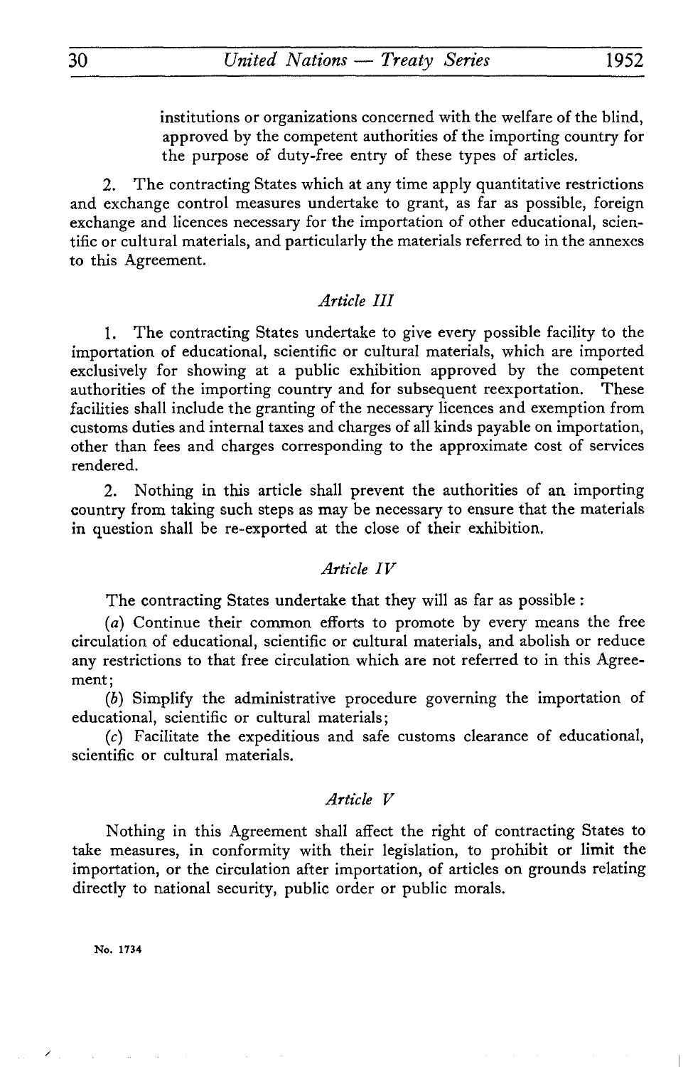institutions or organizations concerned with the welfare of the blind, approved by the competent authorities of the importing country for the purpose of duty-free entry of these types of articles.

2. The contracting States which at any time apply quantitative restrictions and exchange control measures undertake to grant, as far as possible, foreign exchange and licences necessary for the importation of other educational, scientific or cultural materials, and particularly the materials referred to in the annexes to this Agreement.

### *Article III*

1. The contracting States undertake to give every possible facility to the importation of educational, scientific or cultural materials, which are imported exclusively for showing at a public exhibition approved by the competent authorities of the importing country and for subsequent reexportation. These facilities shall include the granting of the necessary licences and exemption from customs duties and internal taxes and charges of all kinds payable on importation, other than fees and charges corresponding to the approximate cost of services rendered.

2. Nothing in this article shall prevent the authorities of an importing country from taking such steps as may be necessary to ensure that the materials in question shall be re-exported at the close of their exhibition.

### *Article IV*

The contracting States undertake that they will as far as possible :

(*a*) Continue their common efforts to promote by every means the free circulation of educational, scientific or cultural materials, and abolish or reduce any restrictions to that free circulation which are not referred to in this Agreement;

(*b*) Simplify the administrative procedure governing the importation of educational, scientific or cultural materials;

(*c*) Facilitate the expeditious and safe customs clearance of educational, scientific or cultural materials.

### *Article V*

Nothing in this Agreement shall affect the right of contracting States to take measures, in conformity with their legislation, to prohibit or limit the importation, or the circulation after importation, of articles on grounds relating directly to national security, public order or public morals.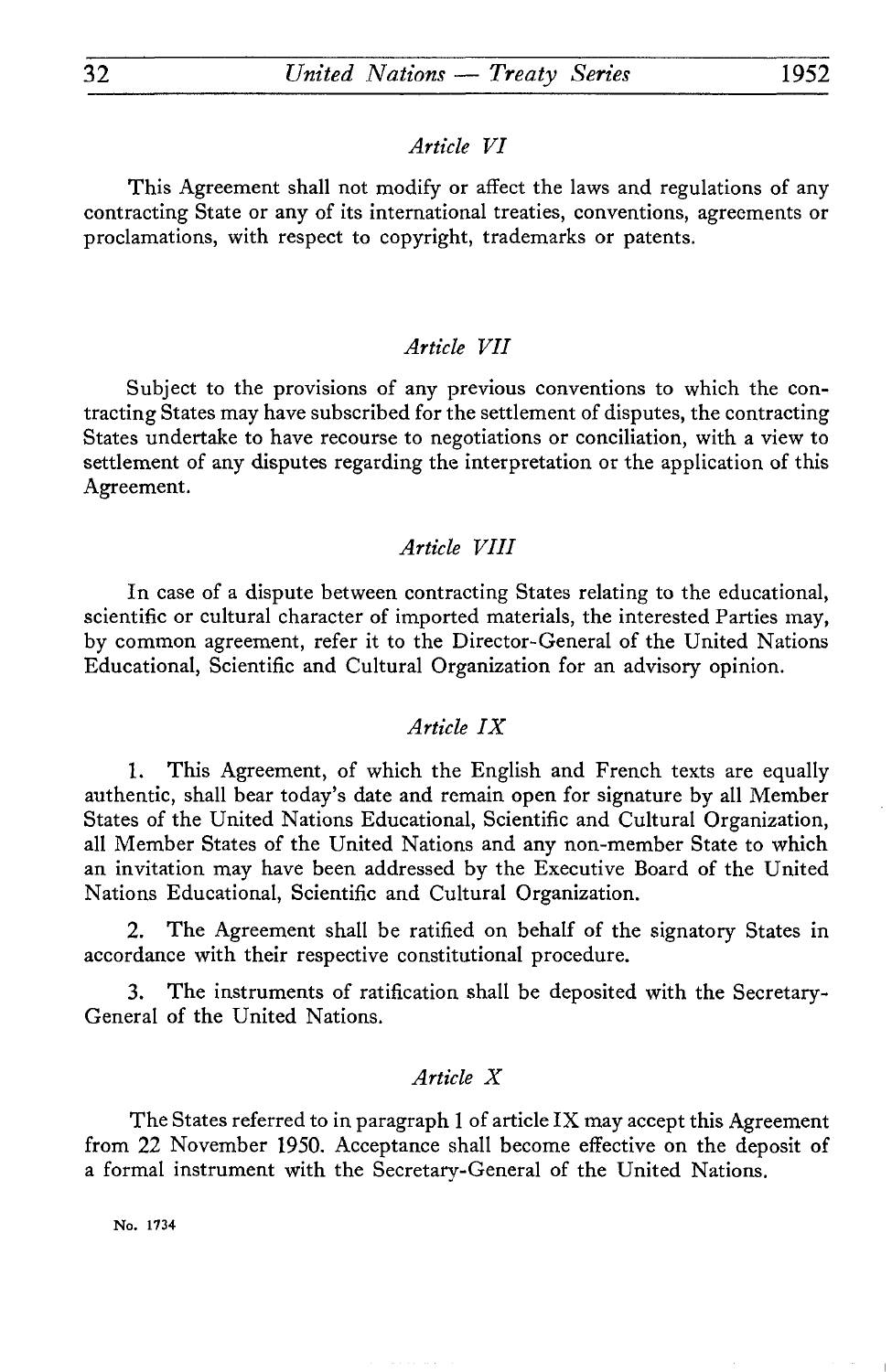*Article VI*

This Agreement shall not modify or affect the laws and regulations of any contracting State or any of its international treaties, conventions, agreements or proclamations, with respect to copyright, trademarks or patents.

*Article VII*

Subject to the provisions of any previous conventions to which the contracting States may have subscribed for the settlement of disputes, the contracting States undertake to have recourse to negotiations or conciliation, with a view to settlement of any disputes regarding the interpretation or the application of this Agreement.

*Article VIII*

In case of a dispute between contracting States relating to the educational, scientific or cultural character of imported materials, the interested Parties may, by common agreement, refer it to the Director-General of the United Nations Educational, Scientific and Cultural Organization for an advisory opinion.

*Article IX*

1. This Agreement, of which the English and French texts are equally authentic, shall bear today's date and remain open for signature by all Member States of the United Nations Educational, Scientific and Cultural Organization, all Member States of the United Nations and any non-member State to which an invitation may have been addressed by the Executive Board of the United Nations Educational, Scientific and Cultural Organization.

2. The Agreement shall be ratified on behalf of the signatory States in accordance with their respective constitutional procedure.

3. The instruments of ratification shall be deposited with the Secretary-General of the United Nations.

*Article X*

The States referred to in paragraph 1 of article IX may accept this Agreement from 22 November 1950. Acceptance shall become effective on the deposit of a formal instrument with the Secretary-General of the United Nations.

No. 1734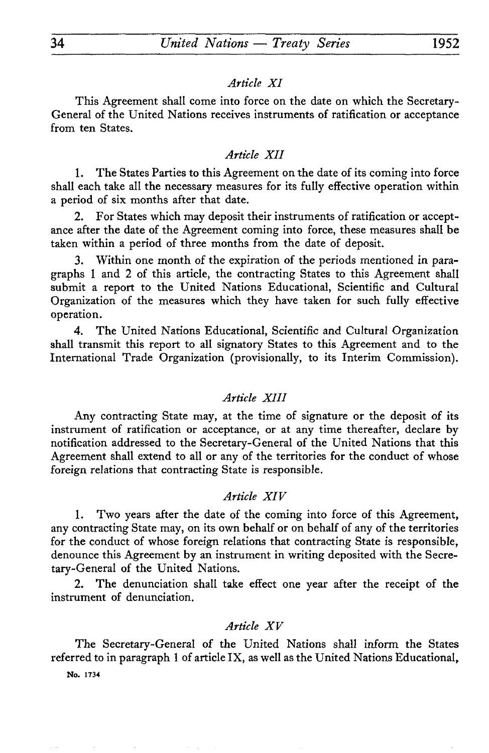*Article XI*

This Agreement shall come into force on the date on which the Secretary-General of the United Nations receives instruments of ratification or acceptance from ten States.

*Article XII*

1. The States Parties to this Agreement on the date of its coming into force shall each take all the necessary measures for its fully effective operation within a period of six months after that date.

2. For States which may deposit their instruments of ratification or acceptance after the date of the Agreement coming into force, these measures shall be taken within a period of three months from the date of deposit.

3. Within one month of the expiration of the periods mentioned in paragraphs 1 and 2 of this article, the contracting States to this Agreement shall submit a report to the United Nations Educational, Scientific and Cultural Organization of the measures which they have taken for such fully effective operation.

4. The United Nations Educational, Scientific and Cultural Organization shall transmit this report to all signatory States to this Agreement and to the International Trade Organization (provisionally, to its Interim Commission).

*Article XIII*

Any contracting State may, at the time of signature or the deposit of its instrument of ratification or acceptance, or at any time thereafter, declare by notification addressed to the Secretary-General of the United Nations that this Agreement shall extend to all or any of the territories for the conduct of whose foreign relations that contracting State is responsible.

*Article XIV*

1. Two years after the date of the coming into force of this Agreement, any contracting State may, on its own behalf or on behalf of any of the territories for the conduct of whose foreign relations that contracting State is responsible, denounce this Agreement by an instrument in writing deposited with the Secretary-General of the United Nations.

2. The denunciation shall take effect one year after the receipt of the instrument of denunciation.

*Article XV*

The Secretary-General of the United Nations shall inform the States referred to in paragraph 1 of article IX, as well as the United Nations Educational,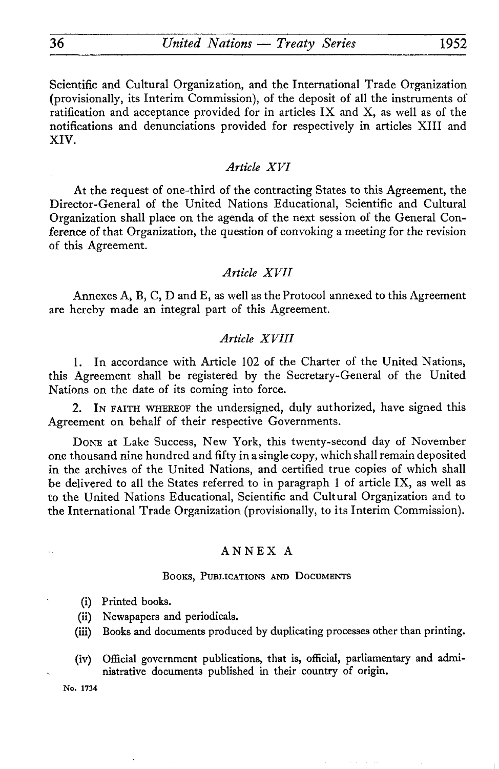Scientific and Cultural Organization, and the International Trade Organization (provisionally, its Interim Commission), of the deposit of all the instruments of ratification and acceptance provided for in articles IX and X, as well as of the notifications and denunciations provided for respectively in articles XIII and XIV.

### *Article XVI*

At the request of one-third of the contracting States to this Agreement, the Director-General of the United Nations Educational, Scientific and Cultural Organization shall place on the agenda of the next session of the General Conference of that Organization, the question of convoking a meeting for the revision of this Agreement.

### *Article XVII*

Annexes A, B, C, D and E, as well as the Protocol annexed to this Agreement are hereby made an integral part of this Agreement.

### *Article XVIII*

1. In accordance with Article 102 of the Charter of the United Nations, this Agreement shall be registered by the Secretary-General of the United Nations on the date of its coming into force.

2. IN FAITH WHEREOF the undersigned, duly authorized, have signed this Agreement on behalf of their respective Governments.

DONE at Lake Success, New York, this twenty-second day of November one thousand nine hundred and fifty in a single copy, which shall remain deposited in the archives of the United Nations, and certified true copies of which shall be delivered to all the States referred to in paragraph 1 of article IX, as well as to the United Nations Educational, Scientific and Cultural Organization and to the International Trade Organization (provisionally, to its Interim Commission).

## ANNEX A

### BOOKS, PUBLICATIONS AND DOCUMENTS

(i) Printed books.

(ii) Newspapers and periodicals.

(iii) Books and documents produced by duplicating processes other than printing.

(iv) Official government publications, that is, official, parliamentary and administrative documents published in their country of origin.

No. 1734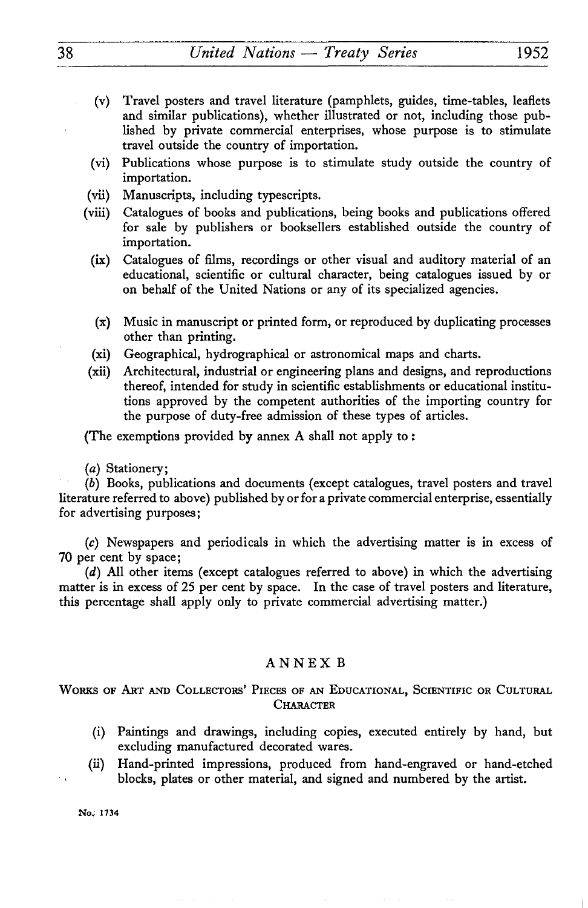(v) Travel posters and travel literature (pamphlets, guides, time-tables, leaflets and similar publications), whether illustrated or not, including those published by private commercial enterprises, whose purpose is to stimulate travel outside the country of importation.

(vi) Publications whose purpose is to stimulate study outside the country of importation.

(vii) Manuscripts, including typescripts.

(viii) Catalogues of books and publications, being books and publications offered for sale by publishers or booksellers established outside the country of importation.

(ix) Catalogues of films, recordings or other visual and auditory material of an educational, scientific or cultural character, being catalogues issued by or on behalf of the United Nations or any of its specialized agencies.

(x) Music in manuscript or printed form, or reproduced by duplicating processes other than printing.

(xi) Geographical, hydrographical or astronomical maps and charts.

(xii) Architectural, industrial or engineering plans and designs, and reproductions thereof, intended for study in scientific establishments or educational institutions approved by the competent authorities of the importing country for the purpose of duty-free admission of these types of articles.

(The exemptions provided by annex A shall not apply to:

(*a*) Stationery;

(*b*) Books, publications and documents (except catalogues, travel posters and travel literature referred to above) published by or for a private commercial enterprise, essentially for advertising purposes;

(*c*) Newspapers and periodicals in which the advertising matter is in excess of 70 per cent by space;

(*d*) All other items (except catalogues referred to above) in which the advertising matter is in excess of 25 per cent by space. In the case of travel posters and literature, this percentage shall apply only to private commercial advertising matter.)

## ANNEX B

### Works of Art and Collectors' Pieces of an Educational, Scientific or Cultural Character

(i) Paintings and drawings, including copies, executed entirely by hand, but excluding manufactured decorated wares.

(ii) Hand-printed impressions, produced from hand-engraved or hand-etched blocks, plates or other material, and signed and numbered by the artist.

No. 1734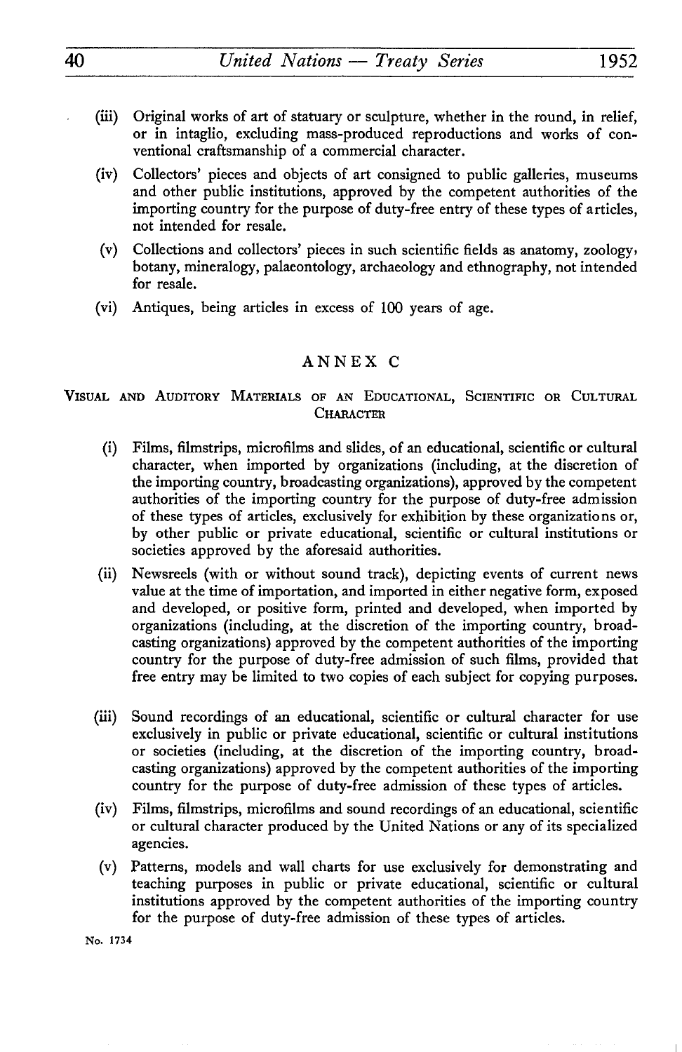(iii) Original works of art of statuary or sculpture, whether in the round, in relief, or in intaglio, excluding mass-produced reproductions and works of conventional craftsmanship of a commercial character.

(iv) Collectors' pieces and objects of art consigned to public galleries, museums and other public institutions, approved by the competent authorities of the importing country for the purpose of duty-free entry of these types of articles, not intended for resale.

(v) Collections and collectors' pieces in such scientific fields as anatomy, zoology, botany, mineralogy, palaeontology, archaeology and ethnography, not intended for resale.

(vi) Antiques, being articles in excess of 100 years of age.

## ANNEX C

### Visual and Auditory Materials of an Educational, Scientific or Cultural Character

(i) Films, filmstrips, microfilms and slides, of an educational, scientific or cultural character, when imported by organizations (including, at the discretion of the importing country, broadcasting organizations), approved by the competent authorities of the importing country for the purpose of duty-free admission of these types of articles, exclusively for exhibition by these organizations or, by other public or private educational, scientific or cultural institutions or societies approved by the aforesaid authorities.

(ii) Newsreels (with or without sound track), depicting events of current news value at the time of importation, and imported in either negative form, exposed and developed, or positive form, printed and developed, when imported by organizations (including, at the discretion of the importing country, broadcasting organizations) approved by the competent authorities of the importing country for the purpose of duty-free admission of such films, provided that free entry may be limited to two copies of each subject for copying purposes.

(iii) Sound recordings of an educational, scientific or cultural character for use exclusively in public or private educational, scientific or cultural institutions or societies (including, at the discretion of the importing country, broadcasting organizations) approved by the competent authorities of the importing country for the purpose of duty-free admission of these types of articles.

(iv) Films, filmstrips, microfilms and sound recordings of an educational, scientific or cultural character produced by the United Nations or any of its specialized agencies.

(v) Patterns, models and wall charts for use exclusively for demonstrating and teaching purposes in public or private educational, scientific or cultural institutions approved by the competent authorities of the importing country for the purpose of duty-free admission of these types of articles.

No. 1734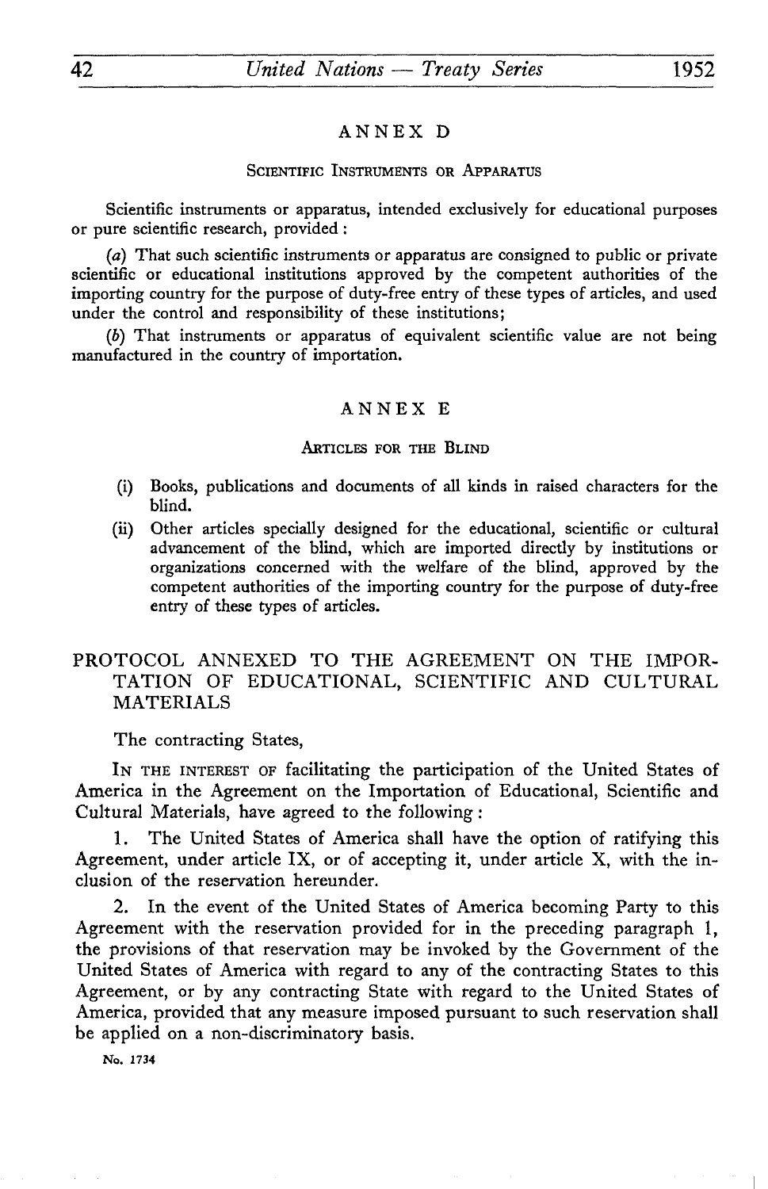## ANNEX D

### Scientific Instruments or Apparatus

Scientific instruments or apparatus, intended exclusively for educational purposes or pure scientific research, provided :

(*a*) That such scientific instruments or apparatus are consigned to public or private scientific or educational institutions approved by the competent authorities of the importing country for the purpose of duty-free entry of these types of articles, and used under the control and responsibility of these institutions;

(*b*) That instruments or apparatus of equivalent scientific value are not being manufactured in the country of importation.

## ANNEX E

### Articles for the Blind

(i) Books, publications and documents of all kinds in raised characters for the blind.

(ii) Other articles specially designed for the educational, scientific or cultural advancement of the blind, which are imported directly by institutions or organizations concerned with the welfare of the blind, approved by the competent authorities of the importing country for the purpose of duty-free entry of these types of articles.

## PROTOCOL ANNEXED TO THE AGREEMENT ON THE IMPORTATION OF EDUCATIONAL, SCIENTIFIC AND CULTURAL MATERIALS

The contracting States,

In the interest of facilitating the participation of the United States of America in the Agreement on the Importation of Educational, Scientific and Cultural Materials, have agreed to the following :

1. The United States of America shall have the option of ratifying this Agreement, under article IX, or of accepting it, under article X, with the inclusion of the reservation hereunder.

2. In the event of the United States of America becoming Party to this Agreement with the reservation provided for in the preceding paragraph 1, the provisions of that reservation may be invoked by the Government of the United States of America with regard to any of the contracting States to this Agreement, or by any contracting State with regard to the United States of America, provided that any measure imposed pursuant to such reservation shall be applied on a non-discriminatory basis.

No. 1734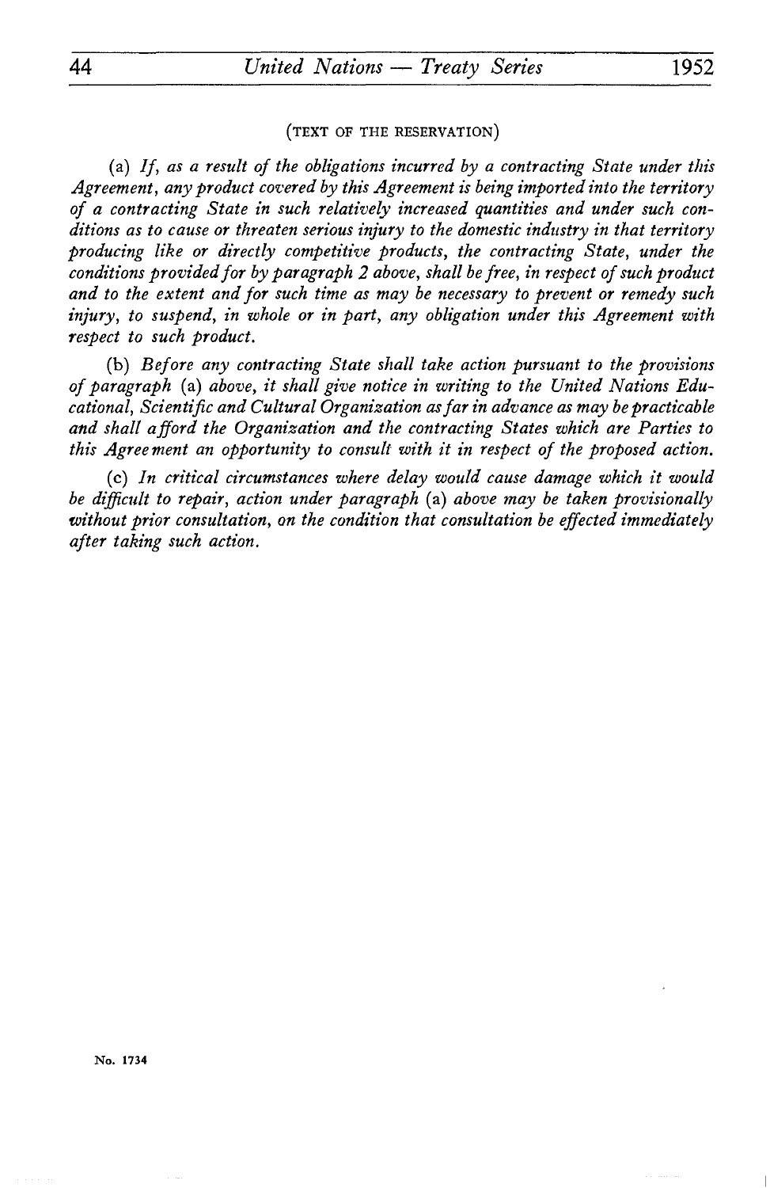(TEXT OF THE RESERVATION)

(a) *If, as a result of the obligations incurred by a contracting State under this Agreement, any product covered by this Agreement is being imported into the territory of a contracting State in such relatively increased quantities and under such conditions as to cause or threaten serious injury to the domestic industry in that territory producing like or directly competitive products, the contracting State, under the conditions provided for by paragraph 2 above, shall be free, in respect of such product and to the extent and for such time as may be necessary to prevent or remedy such injury, to suspend, in whole or in part, any obligation under this Agreement with respect to such product.*

(b) *Before any contracting State shall take action pursuant to the provisions of paragraph* (a) *above, it shall give notice in writing to the United Nations Educational, Scientific and Cultural Organization as far in advance as may be practicable and shall afford the Organization and the contracting States which are Parties to this Agreement an opportunity to consult with it in respect of the proposed action.*

(c) *In critical circumstances where delay would cause damage which it would be difficult to repair, action under paragraph* (a) *above may be taken provisionally without prior consultation, on the condition that consultation be effected immediately after taking such action.*

No. 1734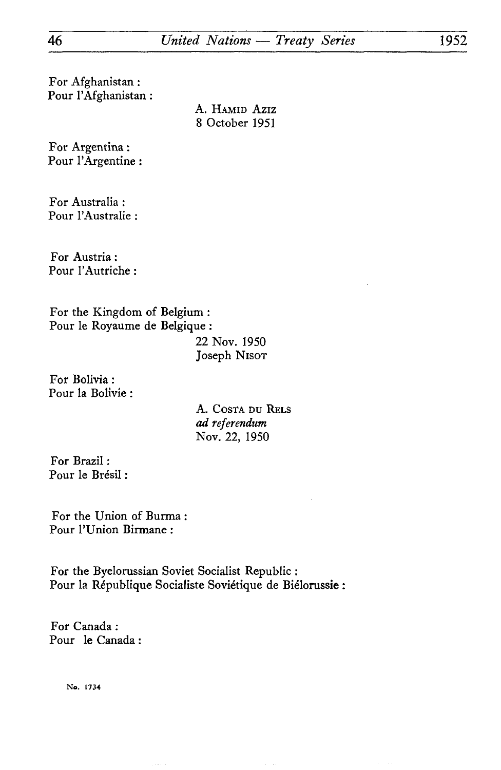For Afghanistan :
Pour l'Afghanistan :

A. HAMID AZIZ
8 October 1951

For Argentina :
Pour l'Argentine :

For Australia :
Pour l'Australie :

For Austria :
Pour l'Autriche :

For the Kingdom of Belgium :
Pour le Royaume de Belgique :

22 Nov. 1950
Joseph NISOT

For Bolivia :
Pour la Bolivie :

A. COSTA DU RELS
*ad referendum*
Nov. 22, 1950

For Brazil :
Pour le Brésil :

For the Union of Burma :
Pour l'Union Birmane :

For the Byelorussian Soviet Socialist Republic :
Pour la République Socialiste Soviétique de Biélorussie :

For Canada :
Pour le Canada :

No. 1734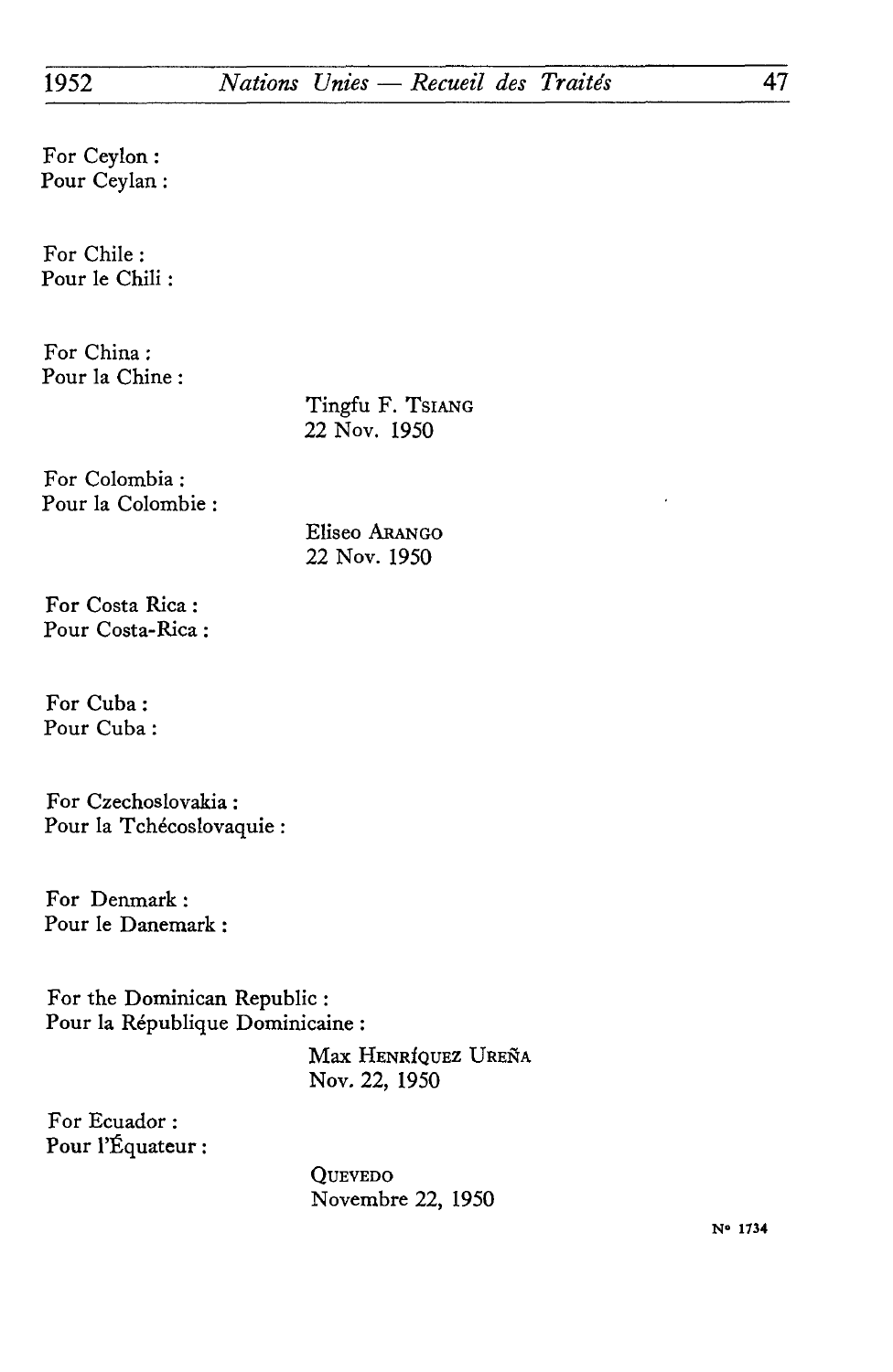For Ceylon :
Pour Ceylan :

For Chile :
Pour le Chili :

For China :
Pour la Chine :

Tingfu F. TSIANG
22 Nov. 1950

For Colombia :
Pour la Colombie :

Eliseo ARANGO
22 Nov. 1950

For Costa Rica :
Pour Costa-Rica :

For Cuba :
Pour Cuba :

For Czechoslovakia :
Pour la Tchécoslovaquie :

For Denmark :
Pour le Danemark :

For the Dominican Republic :
Pour la République Dominicaine :

Max HENRÍQUEZ UREÑA
Nov. 22, 1950

For Ecuador :
Pour l'Équateur :

QUEVEDO
Novembre 22, 1950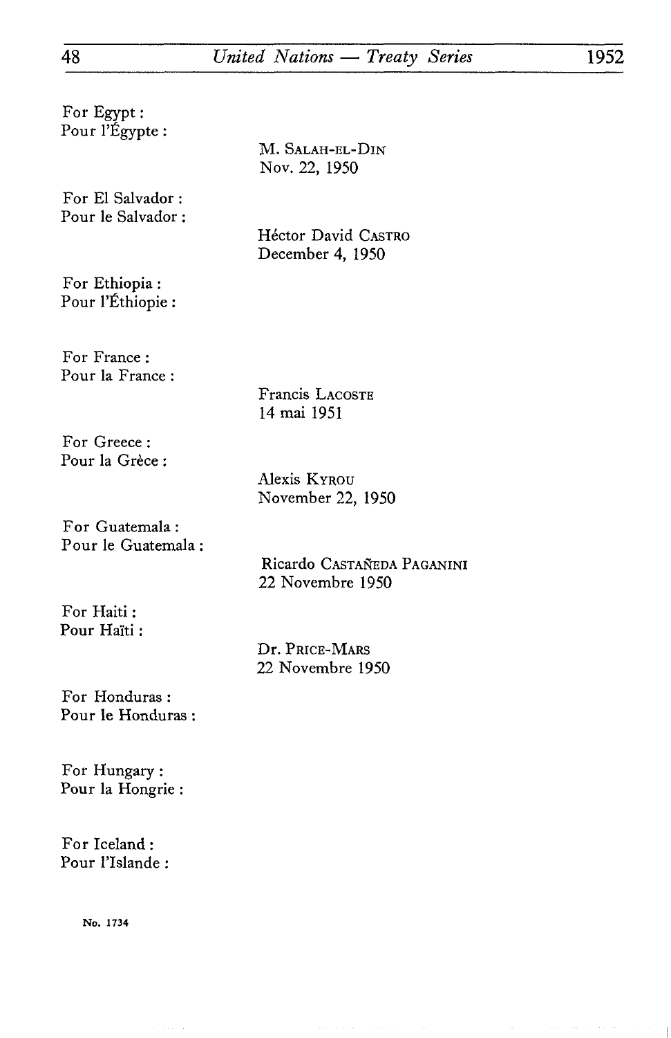For Egypt :
Pour l'Égypte :

M. SALAH-EL-DIN
Nov. 22, 1950

For El Salvador :
Pour le Salvador :

Héctor David CASTRO
December 4, 1950

For Ethiopia :
Pour l'Éthiopie :

For France :
Pour la France :

Francis LACOSTE
14 mai 1951

For Greece :
Pour la Grèce :

Alexis KYROU
November 22, 1950

For Guatemala :
Pour le Guatemala :

Ricardo CASTAÑEDA PAGANINI
22 Novembre 1950

For Haiti :
Pour Haïti :

Dr. PRICE-MARS
22 Novembre 1950

For Honduras :
Pour le Honduras :

For Hungary :
Pour la Hongrie :

For Iceland :
Pour l'Islande :

No. 1734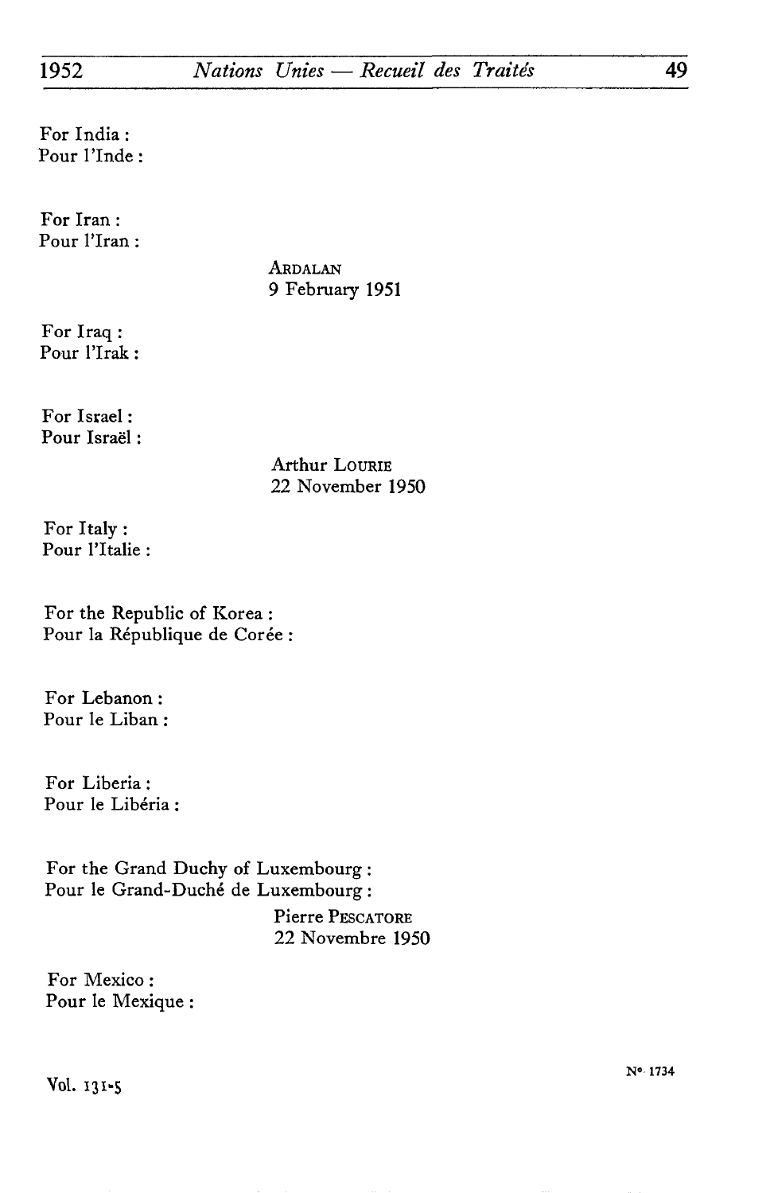For India :
Pour l'Inde :

For Iran :
Pour l'Iran :

ARDALAN
9 February 1951

For Iraq :
Pour l'Irak :

For Israel :
Pour Israël :

Arthur LOURIE
22 November 1950

For Italy :
Pour l'Italie :

For the Republic of Korea :
Pour la République de Corée :

For Lebanon :
Pour le Liban :

For Liberia :
Pour le Libéria :

For the Grand Duchy of Luxembourg :
Pour le Grand-Duché de Luxembourg :

Pierre PESCATORE
22 Novembre 1950

For Mexico :
Pour le Mexique :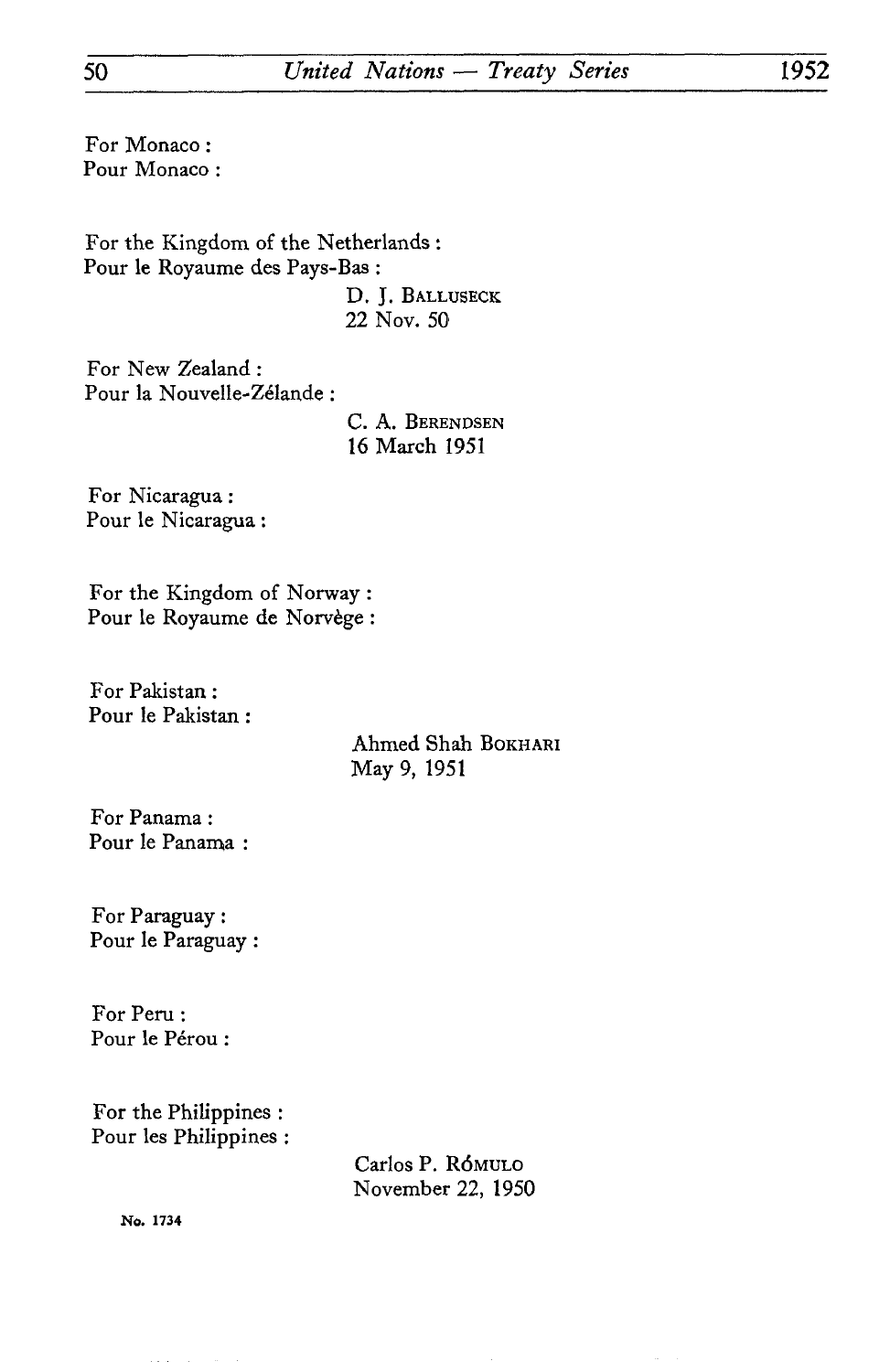For Monaco :
Pour Monaco :

For the Kingdom of the Netherlands :
Pour le Royaume des Pays-Bas :

D. J. BALLUSECK
22 Nov. 50

For New Zealand :
Pour la Nouvelle-Zélande :

C. A. BERENDSEN
16 March 1951

For Nicaragua :
Pour le Nicaragua :

For the Kingdom of Norway :
Pour le Royaume de Norvège :

For Pakistan :
Pour le Pakistan :

Ahmed Shah BOKHARI
May 9, 1951

For Panama :
Pour le Panama :

For Paraguay :
Pour le Paraguay :

For Peru :
Pour le Pérou :

For the Philippines :
Pour les Philippines :

Carlos P. RÓMULO
November 22, 1950

No. 1734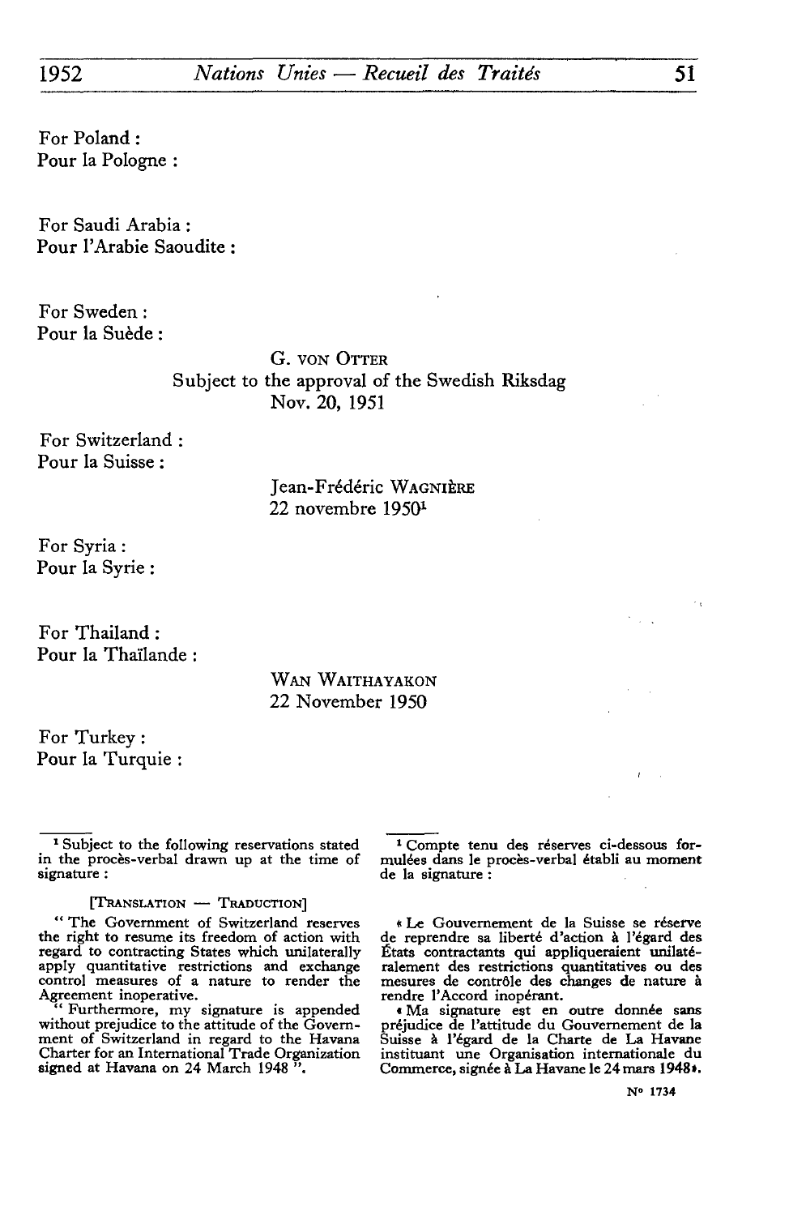For Poland :
Pour la Pologne :

For Saudi Arabia :
Pour l'Arabie Saoudite :

For Sweden :
Pour la Suède :

G. von Otter
Subject to the approval of the Swedish Riksdag
Nov. 20, 1951

For Switzerland :
Pour la Suisse :

Jean-Frédéric Wagnière
22 novembre 1950[1]

For Syria :
Pour la Syrie :

For Thailand :
Pour la Thaïlande :

Wan Waithayakon
22 November 1950

For Turkey :
Pour la Turquie :

---

[1] Subject to the following reservations stated in the procès-verbal drawn up at the time of signature :

[Translation — Traduction]

" The Government of Switzerland reserves the right to resume its freedom of action with regard to contracting States which unilaterally apply quantitative restrictions and exchange control measures of a nature to render the Agreement inoperative.

" Furthermore, my signature is appended without prejudice to the attitude of the Government of Switzerland in regard to the Havana Charter for an International Trade Organization signed at Havana on 24 March 1948 ".

[1] Compte tenu des réserves ci-dessous formulées dans le procès-verbal établi au moment de la signature :

« Le Gouvernement de la Suisse se réserve de reprendre sa liberté d'action à l'égard des États contractants qui appliqueraient unilatéralement des restrictions quantitatives ou des mesures de contrôle des changes de nature à rendre l'Accord inopérant.

« Ma signature est en outre donnée sans préjudice de l'attitude du Gouvernement de la Suisse à l'égard de la Charte de La Havane instituant une Organisation internationale du Commerce, signée à La Havane le 24 mars 1948».

N° 1734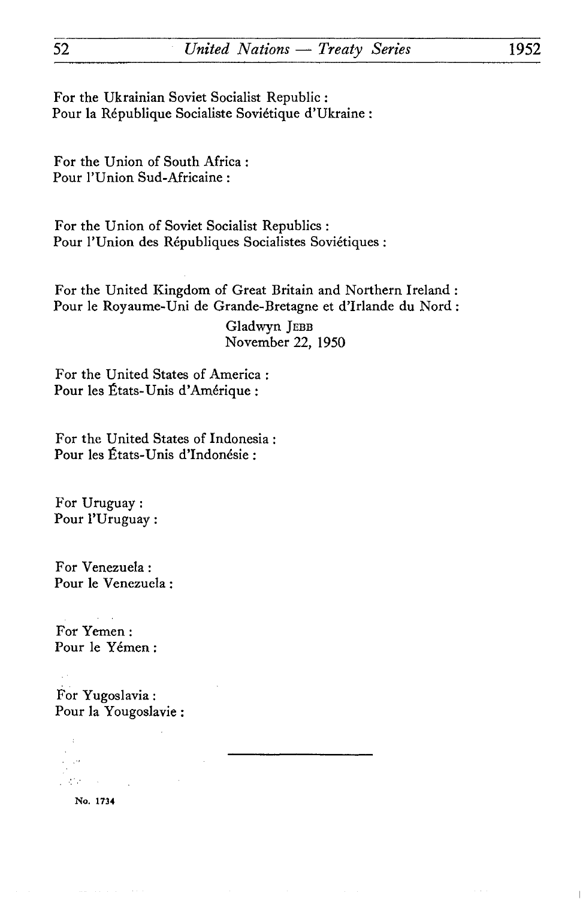For the Ukrainian Soviet Socialist Republic :
Pour la République Socialiste Soviétique d'Ukraine :

For the Union of South Africa :
Pour l'Union Sud-Africaine :

For the Union of Soviet Socialist Republics :
Pour l'Union des Républiques Socialistes Soviétiques :

For the United Kingdom of Great Britain and Northern Ireland :
Pour le Royaume-Uni de Grande-Bretagne et d'Irlande du Nord :

Gladwyn JEBB
November 22, 1950

For the United States of America :
Pour les États-Unis d'Amérique :

For the United States of Indonesia :
Pour les États-Unis d'Indonésie :

For Uruguay :
Pour l'Uruguay :

For Venezuela :
Pour le Venezuela :

For Yemen :
Pour le Yémen :

For Yugoslavia :
Pour la Yougoslavie :

No. 1734